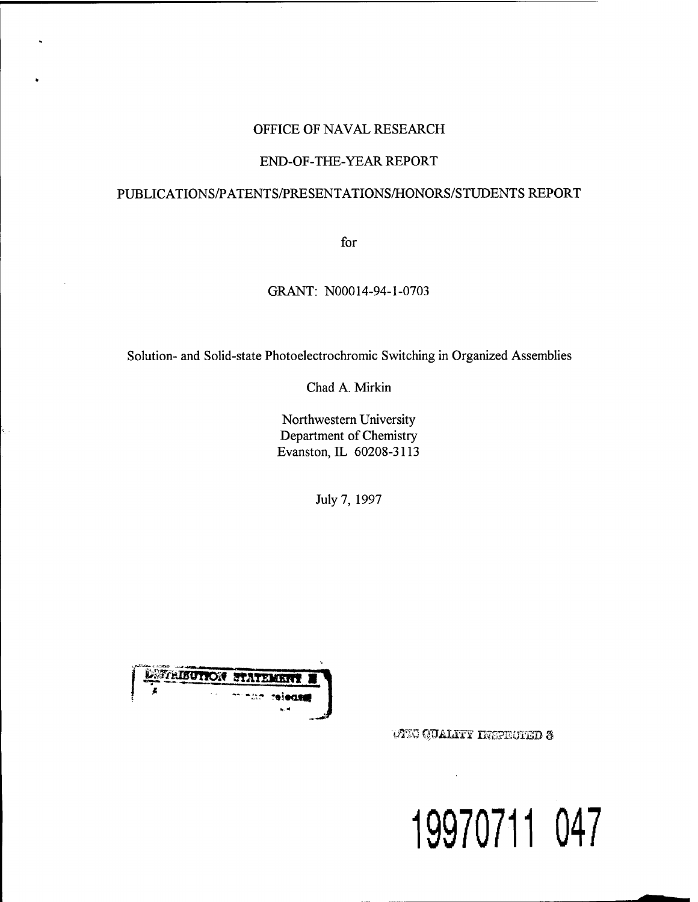OFFICE OF NAVAL RESEARCH

END-OF-THE-YEAR REPORT

PUBLICATIONS/PATENTS/PRESENTATIONS/HONORS/STUDENTS REPORT

for

GRANT: N00014-94-1-0703

Solution- and Solid-state Photoelectrochromic Switching in Organized Assemblies

Chad A. Mirkin

Northwestern University
Department of Chemistry
Evanston, IL 60208-3113

July 7, 1997

DISTRIBUTION STATEMENT

... release

DTIC QUALITY INSPECTED 3

19970711 047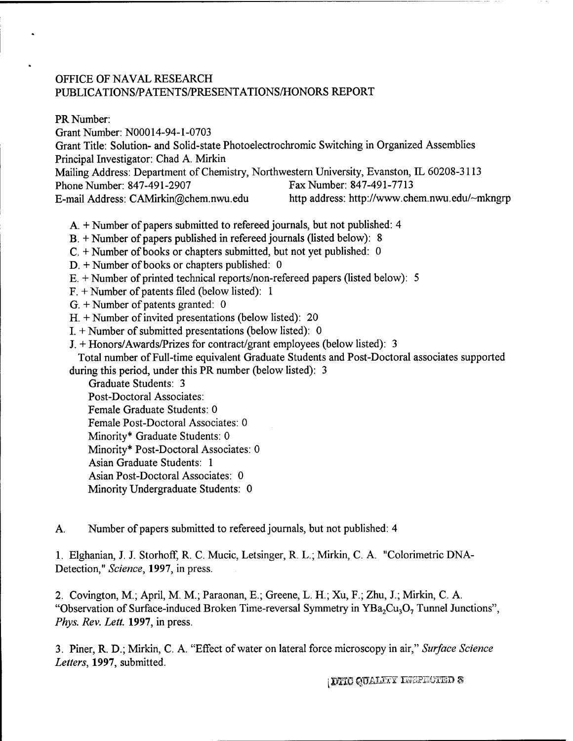OFFICE OF NAVAL RESEARCH
PUBLICATIONS/PATENTS/PRESENTATIONS/HONORS REPORT

PR Number:
Grant Number: N00014-94-1-0703
Grant Title: Solution- and Solid-state Photoelectrochromic Switching in Organized Assemblies
Principal Investigator: Chad A. Mirkin
Mailing Address: Department of Chemistry, Northwestern University, Evanston, IL 60208-3113
Phone Number: 847-491-2907 Fax Number: 847-491-7713
E-mail Address: CAMirkin@chem.nwu.edu http address: http://www.chem.nwu.edu/~mkngrp

A. + Number of papers submitted to refereed journals, but not published: 4
B. + Number of papers published in refereed journals (listed below): 8
C. + Number of books or chapters submitted, but not yet published: 0
D. + Number of books or chapters published: 0
E. + Number of printed technical reports/non-refereed papers (listed below): 5
F. + Number of patents filed (below listed): 1
G. + Number of patents granted: 0
H. + Number of invited presentations (below listed): 20
I. + Number of submitted presentations (below listed): 0
J. + Honors/Awards/Prizes for contract/grant employees (below listed): 3
Total number of Full-time equivalent Graduate Students and Post-Doctoral associates supported during this period, under this PR number (below listed): 3
Graduate Students: 3
Post-Doctoral Associates:
Female Graduate Students: 0
Female Post-Doctoral Associates: 0
Minority* Graduate Students: 0
Minority* Post-Doctoral Associates: 0
Asian Graduate Students: 1
Asian Post-Doctoral Associates: 0
Minority Undergraduate Students: 0

A. Number of papers submitted to refereed journals, but not published: 4

1. Elghanian, J. J. Storhoff, R. C. Mucic, Letsinger, R. L.; Mirkin, C. A. "Colorimetric DNA-Detection," *Science*, **1997**, in press.

2. Covington, M.; April, M. M.; Paraonan, E.; Greene, L. H.; Xu, F.; Zhu, J.; Mirkin, C. A. "Observation of Surface-induced Broken Time-reversal Symmetry in $YBa_2Cu_3O_7$ Tunnel Junctions", *Phys. Rev. Lett.* **1997**, in press.

3. Piner, R. D.; Mirkin, C. A. "Effect of water on lateral force microscopy in air," *Surface Science Letters*, **1997**, submitted.

DTIC QUALITY INSPECTED 3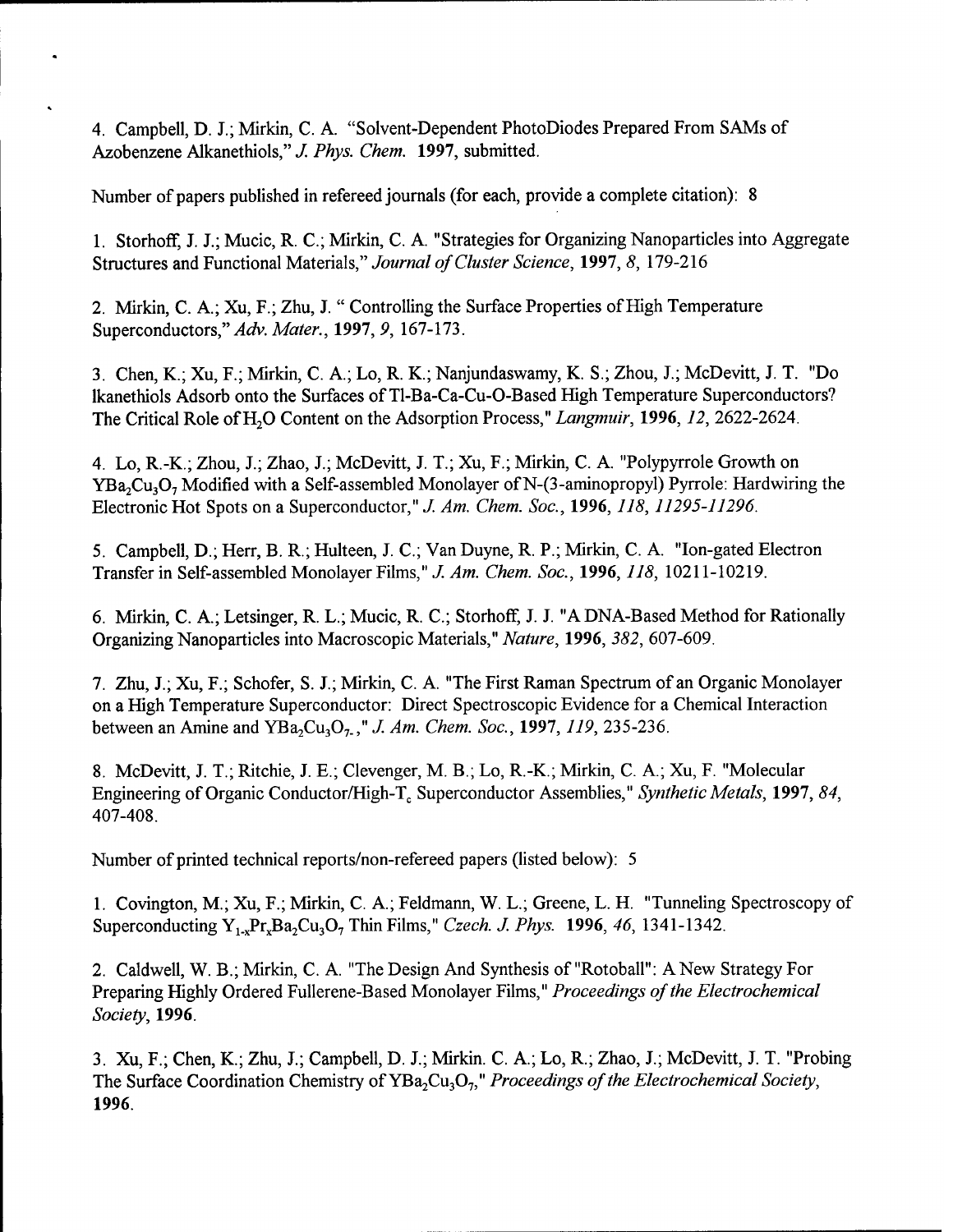4. Campbell, D. J.; Mirkin, C. A. "Solvent-Dependent PhotoDiodes Prepared From SAMs of Azobenzene Alkanethiols," *J. Phys. Chem.* **1997**, submitted.

Number of papers published in refereed journals (for each, provide a complete citation): 8

1. Storhoff, J. J.; Mucic, R. C.; Mirkin, C. A. "Strategies for Organizing Nanoparticles into Aggregate Structures and Functional Materials," *Journal of Cluster Science*, **1997**, *8*, 179-216

2. Mirkin, C. A.; Xu, F.; Zhu, J. " Controlling the Surface Properties of High Temperature Superconductors," *Adv. Mater.*, **1997**, *9*, 167-173.

3. Chen, K.; Xu, F.; Mirkin, C. A.; Lo, R. K.; Nanjundaswamy, K. S.; Zhou, J.; McDevitt, J. T. "Do lkanethiols Adsorb onto the Surfaces of Tl-Ba-Ca-Cu-O-Based High Temperature Superconductors? The Critical Role of $H_2O$ Content on the Adsorption Process," *Langmuir*, **1996**, *12*, 2622-2624.

4. Lo, R.-K.; Zhou, J.; Zhao, J.; McDevitt, J. T.; Xu, F.; Mirkin, C. A. "Polypyrrole Growth on $YBa_2Cu_3O_7$ Modified with a Self-assembled Monolayer of N-(3-aminopropyl) Pyrrole: Hardwiring the Electronic Hot Spots on a Superconductor," *J. Am. Chem. Soc.*, **1996**, *118, 11295-11296.*

5. Campbell, D.; Herr, B. R.; Hulteen, J. C.; Van Duyne, R. P.; Mirkin, C. A. "Ion-gated Electron Transfer in Self-assembled Monolayer Films," *J. Am. Chem. Soc.*, **1996**, *118*, 10211-10219.

6. Mirkin, C. A.; Letsinger, R. L.; Mucic, R. C.; Storhoff, J. J. "A DNA-Based Method for Rationally Organizing Nanoparticles into Macroscopic Materials," *Nature*, **1996**, *382*, 607-609.

7. Zhu, J.; Xu, F.; Schofer, S. J.; Mirkin, C. A. "The First Raman Spectrum of an Organic Monolayer on a High Temperature Superconductor: Direct Spectroscopic Evidence for a Chemical Interaction between an Amine and $YBa_2Cu_3O_{7-x}$," *J. Am. Chem. Soc.*, **1997**, *119*, 235-236.

8. McDevitt, J. T.; Ritchie, J. E.; Clevenger, M. B.; Lo, R.-K.; Mirkin, C. A.; Xu, F. "Molecular Engineering of Organic Conductor/High-$T_c$ Superconductor Assemblies," *Synthetic Metals*, **1997**, *84*, 407-408.

Number of printed technical reports/non-refereed papers (listed below): 5

1. Covington, M.; Xu, F.; Mirkin, C. A.; Feldmann, W. L.; Greene, L. H. "Tunneling Spectroscopy of Superconducting $Y_{1-x}Pr_xBa_2Cu_3O_7$ Thin Films," *Czech. J. Phys.* **1996**, *46*, 1341-1342.

2. Caldwell, W. B.; Mirkin, C. A. "The Design And Synthesis of "Rotoball": A New Strategy For Preparing Highly Ordered Fullerene-Based Monolayer Films," *Proceedings of the Electrochemical Society*, **1996**.

3. Xu, F.; Chen, K.; Zhu, J.; Campbell, D. J.; Mirkin. C. A.; Lo, R.; Zhao, J.; McDevitt, J. T. "Probing The Surface Coordination Chemistry of $YBa_2Cu_3O_7$," *Proceedings of the Electrochemical Society*, **1996**.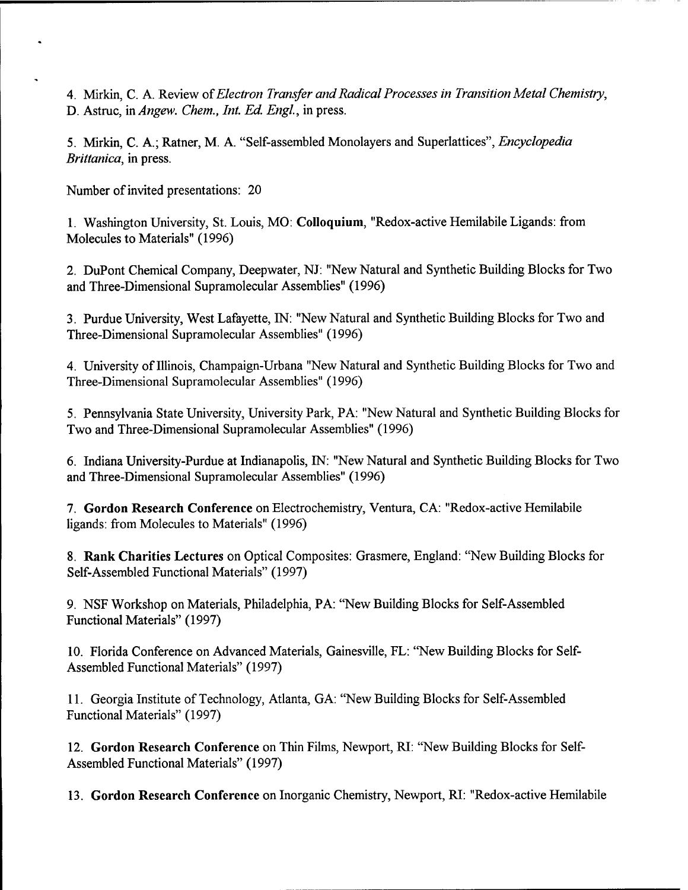4. Mirkin, C. A. Review of *Electron Transfer and Radical Processes in Transition Metal Chemistry*, D. Astruc, in *Angew. Chem., Int. Ed. Engl.*, in press.

5. Mirkin, C. A.; Ratner, M. A. "Self-assembled Monolayers and Superlattices", *Encyclopedia Brittanica*, in press.

Number of invited presentations: 20

1. Washington University, St. Louis, MO: **Colloquium**, "Redox-active Hemilabile Ligands: from Molecules to Materials" (1996)

2. DuPont Chemical Company, Deepwater, NJ: "New Natural and Synthetic Building Blocks for Two and Three-Dimensional Supramolecular Assemblies" (1996)

3. Purdue University, West Lafayette, IN: "New Natural and Synthetic Building Blocks for Two and Three-Dimensional Supramolecular Assemblies" (1996)

4. University of Illinois, Champaign-Urbana "New Natural and Synthetic Building Blocks for Two and Three-Dimensional Supramolecular Assemblies" (1996)

5. Pennsylvania State University, University Park, PA: "New Natural and Synthetic Building Blocks for Two and Three-Dimensional Supramolecular Assemblies" (1996)

6. Indiana University-Purdue at Indianapolis, IN: "New Natural and Synthetic Building Blocks for Two and Three-Dimensional Supramolecular Assemblies" (1996)

7. **Gordon Research Conference** on Electrochemistry, Ventura, CA: "Redox-active Hemilabile ligands: from Molecules to Materials" (1996)

8. **Rank Charities Lectures** on Optical Composites: Grasmere, England: "New Building Blocks for Self-Assembled Functional Materials" (1997)

9. NSF Workshop on Materials, Philadelphia, PA: "New Building Blocks for Self-Assembled Functional Materials" (1997)

10. Florida Conference on Advanced Materials, Gainesville, FL: "New Building Blocks for Self-Assembled Functional Materials" (1997)

11. Georgia Institute of Technology, Atlanta, GA: "New Building Blocks for Self-Assembled Functional Materials" (1997)

12. **Gordon Research Conference** on Thin Films, Newport, RI: "New Building Blocks for Self-Assembled Functional Materials" (1997)

13. **Gordon Research Conference** on Inorganic Chemistry, Newport, RI: "Redox-active Hemilabile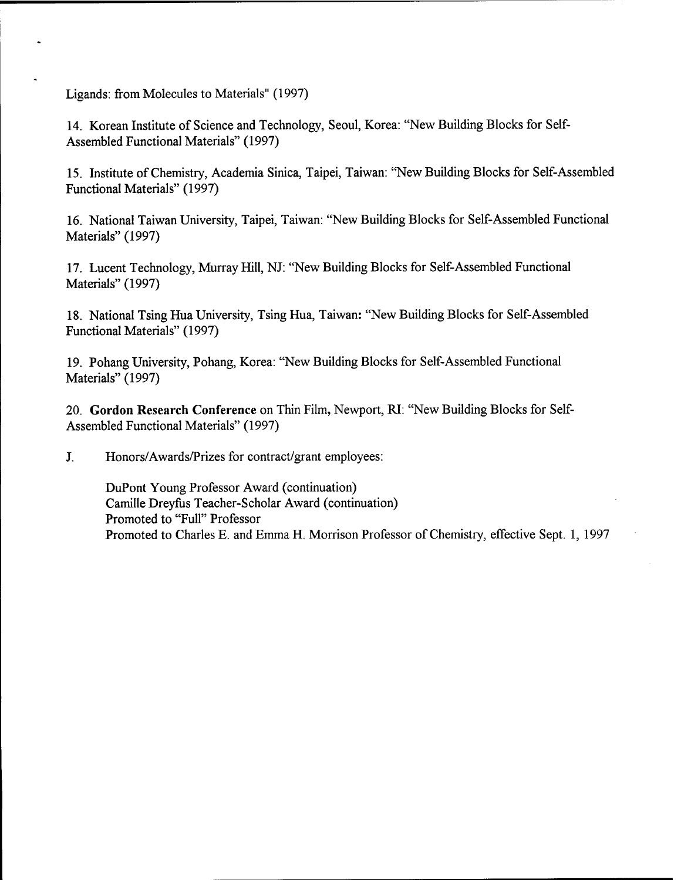Ligands: from Molecules to Materials" (1997)

14. Korean Institute of Science and Technology, Seoul, Korea: "New Building Blocks for Self-Assembled Functional Materials" (1997)

15. Institute of Chemistry, Academia Sinica, Taipei, Taiwan: "New Building Blocks for Self-Assembled Functional Materials" (1997)

16. National Taiwan University, Taipei, Taiwan: "New Building Blocks for Self-Assembled Functional Materials" (1997)

17. Lucent Technology, Murray Hill, NJ: "New Building Blocks for Self-Assembled Functional Materials" (1997)

18. National Tsing Hua University, Tsing Hua, Taiwan: "New Building Blocks for Self-Assembled Functional Materials" (1997)

19. Pohang University, Pohang, Korea: "New Building Blocks for Self-Assembled Functional Materials" (1997)

20. **Gordon Research Conference** on Thin Film, Newport, RI: "New Building Blocks for Self-Assembled Functional Materials" (1997)

J. Honors/Awards/Prizes for contract/grant employees:

DuPont Young Professor Award (continuation)
Camille Dreyfus Teacher-Scholar Award (continuation)
Promoted to "Full" Professor
Promoted to Charles E. and Emma H. Morrison Professor of Chemistry, effective Sept. 1, 1997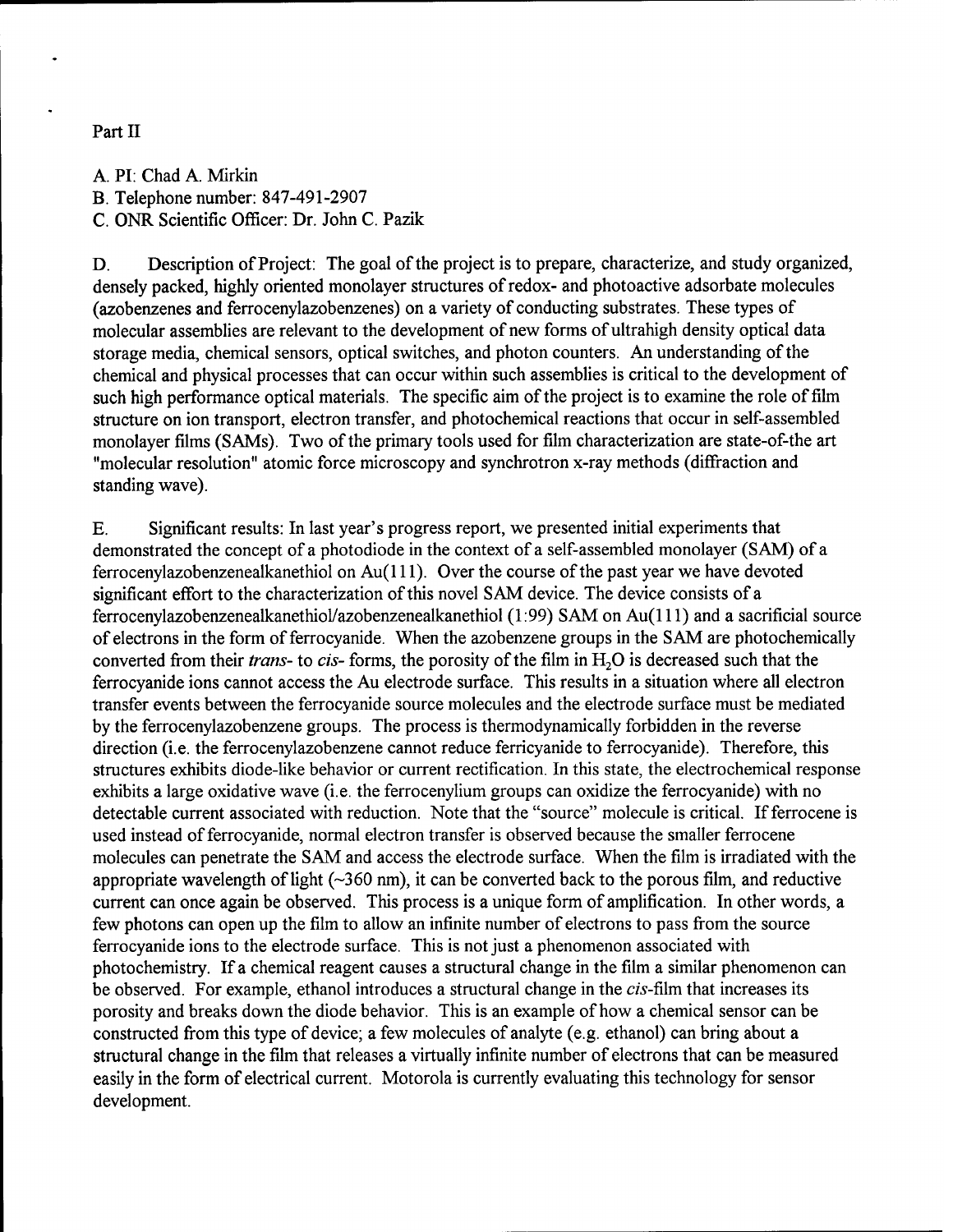Part II

A. PI: Chad A. Mirkin

B. Telephone number: 847-491-2907

C. ONR Scientific Officer: Dr. John C. Pazik

D. Description of Project: The goal of the project is to prepare, characterize, and study organized, densely packed, highly oriented monolayer structures of redox- and photoactive adsorbate molecules (azobenzenes and ferrocenylazobenzenes) on a variety of conducting substrates. These types of molecular assemblies are relevant to the development of new forms of ultrahigh density optical data storage media, chemical sensors, optical switches, and photon counters. An understanding of the chemical and physical processes that can occur within such assemblies is critical to the development of such high performance optical materials. The specific aim of the project is to examine the role of film structure on ion transport, electron transfer, and photochemical reactions that occur in self-assembled monolayer films (SAMs). Two of the primary tools used for film characterization are state-of-the art "molecular resolution" atomic force microscopy and synchrotron x-ray methods (diffraction and standing wave).

E. Significant results: In last year's progress report, we presented initial experiments that demonstrated the concept of a photodiode in the context of a self-assembled monolayer (SAM) of a ferrocenylazobenzenealkanethiol on Au(111). Over the course of the past year we have devoted significant effort to the characterization of this novel SAM device. The device consists of a ferrocenylazobenzenealkanethiol/azobenzenealkanethiol (1:99) SAM on Au(111) and a sacrificial source of electrons in the form of ferrocyanide. When the azobenzene groups in the SAM are photochemically converted from their *trans*- to *cis*- forms, the porosity of the film in $H_2O$ is decreased such that the ferrocyanide ions cannot access the Au electrode surface. This results in a situation where all electron transfer events between the ferrocyanide source molecules and the electrode surface must be mediated by the ferrocenylazobenzene groups. The process is thermodynamically forbidden in the reverse direction (i.e. the ferrocenylazobenzene cannot reduce ferricyanide to ferrocyanide). Therefore, this structures exhibits diode-like behavior or current rectification. In this state, the electrochemical response exhibits a large oxidative wave (i.e. the ferrocenylium groups can oxidize the ferrocyanide) with no detectable current associated with reduction. Note that the "source" molecule is critical. If ferrocene is used instead of ferrocyanide, normal electron transfer is observed because the smaller ferrocene molecules can penetrate the SAM and access the electrode surface. When the film is irradiated with the appropriate wavelength of light (~360 nm), it can be converted back to the porous film, and reductive current can once again be observed. This process is a unique form of amplification. In other words, a few photons can open up the film to allow an infinite number of electrons to pass from the source ferrocyanide ions to the electrode surface. This is not just a phenomenon associated with photochemistry. If a chemical reagent causes a structural change in the film a similar phenomenon can be observed. For example, ethanol introduces a structural change in the *cis*-film that increases its porosity and breaks down the diode behavior. This is an example of how a chemical sensor can be constructed from this type of device; a few molecules of analyte (e.g. ethanol) can bring about a structural change in the film that releases a virtually infinite number of electrons that can be measured easily in the form of electrical current. Motorola is currently evaluating this technology for sensor development.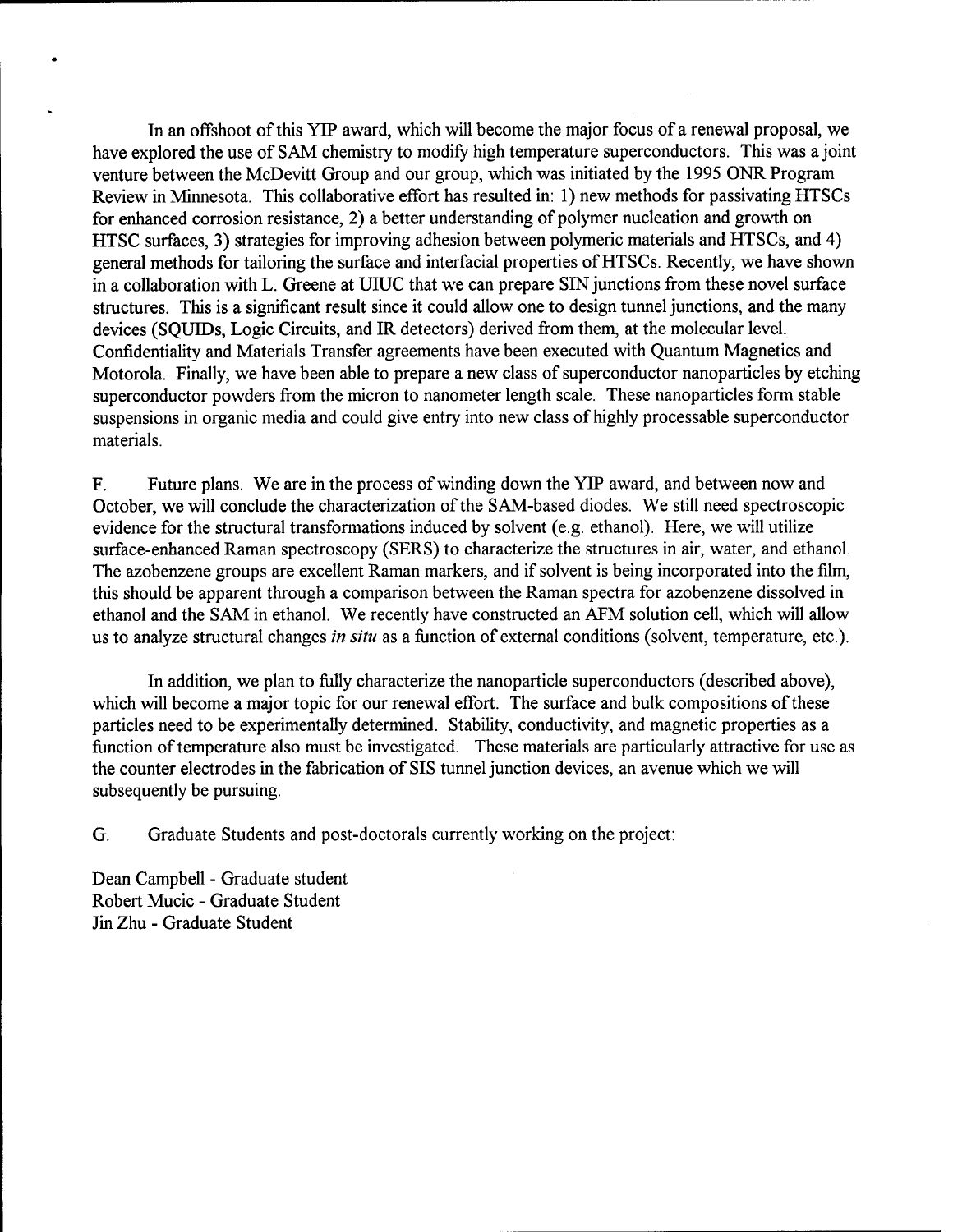In an offshoot of this YIP award, which will become the major focus of a renewal proposal, we have explored the use of SAM chemistry to modify high temperature superconductors. This was a joint venture between the McDevitt Group and our group, which was initiated by the 1995 ONR Program Review in Minnesota. This collaborative effort has resulted in: 1) new methods for passivating HTSCs for enhanced corrosion resistance, 2) a better understanding of polymer nucleation and growth on HTSC surfaces, 3) strategies for improving adhesion between polymeric materials and HTSCs, and 4) general methods for tailoring the surface and interfacial properties of HTSCs. Recently, we have shown in a collaboration with L. Greene at UIUC that we can prepare SIN junctions from these novel surface structures. This is a significant result since it could allow one to design tunnel junctions, and the many devices (SQUIDs, Logic Circuits, and IR detectors) derived from them, at the molecular level. Confidentiality and Materials Transfer agreements have been executed with Quantum Magnetics and Motorola. Finally, we have been able to prepare a new class of superconductor nanoparticles by etching superconductor powders from the micron to nanometer length scale. These nanoparticles form stable suspensions in organic media and could give entry into new class of highly processable superconductor materials.

F. Future plans. We are in the process of winding down the YIP award, and between now and October, we will conclude the characterization of the SAM-based diodes. We still need spectroscopic evidence for the structural transformations induced by solvent (e.g. ethanol). Here, we will utilize surface-enhanced Raman spectroscopy (SERS) to characterize the structures in air, water, and ethanol. The azobenzene groups are excellent Raman markers, and if solvent is being incorporated into the film, this should be apparent through a comparison between the Raman spectra for azobenzene dissolved in ethanol and the SAM in ethanol. We recently have constructed an AFM solution cell, which will allow us to analyze structural changes *in situ* as a function of external conditions (solvent, temperature, etc.).

In addition, we plan to fully characterize the nanoparticle superconductors (described above), which will become a major topic for our renewal effort. The surface and bulk compositions of these particles need to be experimentally determined. Stability, conductivity, and magnetic properties as a function of temperature also must be investigated. These materials are particularly attractive for use as the counter electrodes in the fabrication of SIS tunnel junction devices, an avenue which we will subsequently be pursuing.

G. Graduate Students and post-doctorals currently working on the project:

Dean Campbell - Graduate student
Robert Mucic - Graduate Student
Jin Zhu - Graduate Student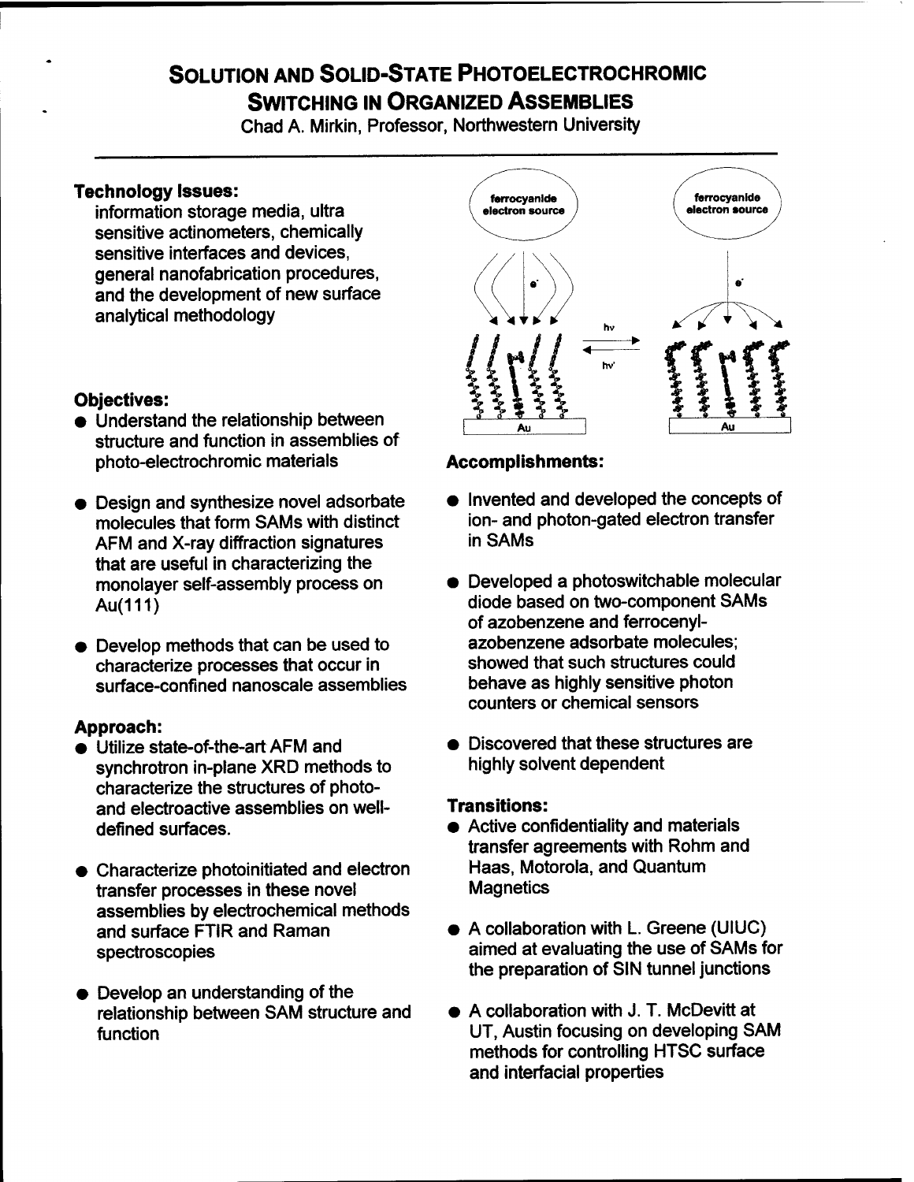# SOLUTION AND SOLID-STATE PHOTOELECTROCHROMIC SWITCHING IN ORGANIZED ASSEMBLIES

Chad A. Mirkin, Professor, Northwestern University

---

**Technology Issues:**

information storage media, ultra sensitive actinometers, chemically sensitive interfaces and devices, general nanofabrication procedures, and the development of new surface analytical methodology

**Objectives:**

- Understand the relationship between structure and function in assemblies of photo-electrochromic materials
- Design and synthesize novel adsorbate molecules that form SAMs with distinct AFM and X-ray diffraction signatures that are useful in characterizing the monolayer self-assembly process on Au(111)
- Develop methods that can be used to characterize processes that occur in surface-confined nanoscale assemblies

**Approach:**

- Utilize state-of-the-art AFM and synchrotron in-plane XRD methods to characterize the structures of photo- and electroactive assemblies on well-defined surfaces.
- Characterize photoinitiated and electron transfer processes in these novel assemblies by electrochemical methods and surface FTIR and Raman spectroscopies
- Develop an understanding of the relationship between SAM structure and function

ferrocyanide electron source

ferrocyanide electron source

$e^-$

$e^-$

hν

hν'

Au

Au

**Accomplishments:**

- Invented and developed the concepts of ion- and photon-gated electron transfer in SAMs
- Developed a photoswitchable molecular diode based on two-component SAMs of azobenzene and ferrocenyl-azobenzene adsorbate molecules; showed that such structures could behave as highly sensitive photon counters or chemical sensors
- Discovered that these structures are highly solvent dependent

**Transitions:**

- Active confidentiality and materials transfer agreements with Rohm and Haas, Motorola, and Quantum Magnetics
- A collaboration with L. Greene (UIUC) aimed at evaluating the use of SAMs for the preparation of SIN tunnel junctions
- A collaboration with J. T. McDevitt at UT, Austin focusing on developing SAM methods for controlling HTSC surface and interfacial properties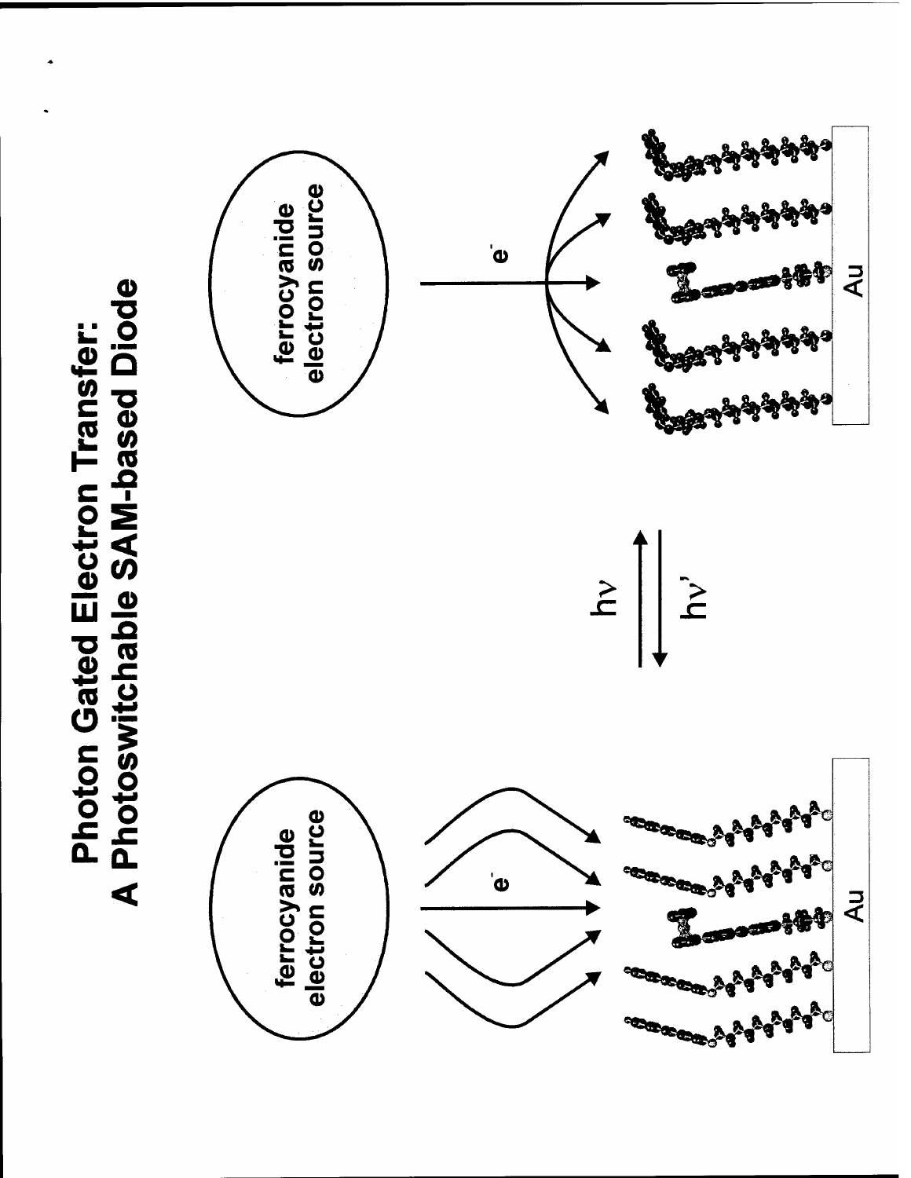# Photon Gated Electron Transfer:
# A Photoswitchable SAM-based Diode

ferrocyanide electron source

$e^-$

Au

$h\nu$

$h\nu'$

ferrocyanide electron source

$e^-$

Au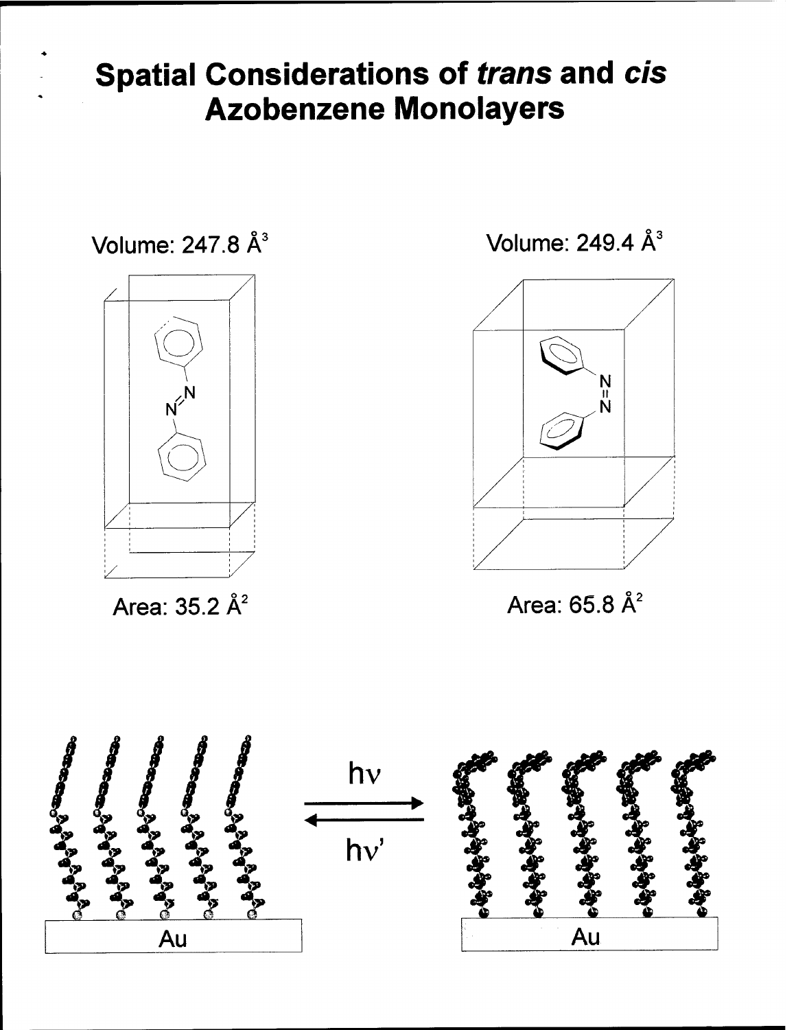# Spatial Considerations of *trans* and *cis* Azobenzene Monolayers

Volume: 247.8 Å$^3$

Volume: 249.4 Å$^3$

Area: 35.2 Å$^2$

Area: 65.8 Å$^2$

hν

hν'

Au

Au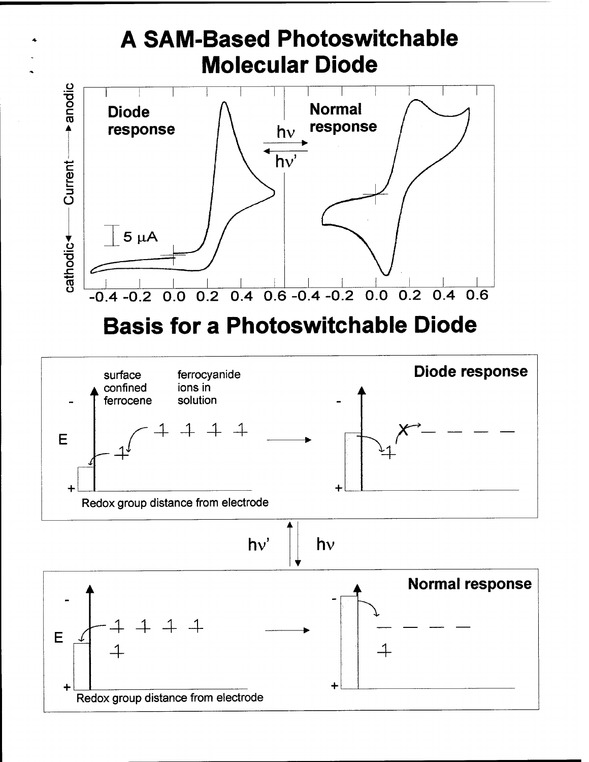# A SAM-Based Photoswitchable Molecular Diode

Diode response

Normal response

hν

hν'

5 μA

cathodic ← Current → anodic

-0.4 -0.2 0.0 0.2 0.4 0.6 -0.4 -0.2 0.0 0.2 0.4 0.6

# Basis for a Photoswitchable Diode

surface confined ferrocene

ferrocyanide ions in solution

Diode response

E

Redox group distance from electrode

hν'

hν

Normal response

E

Redox group distance from electrode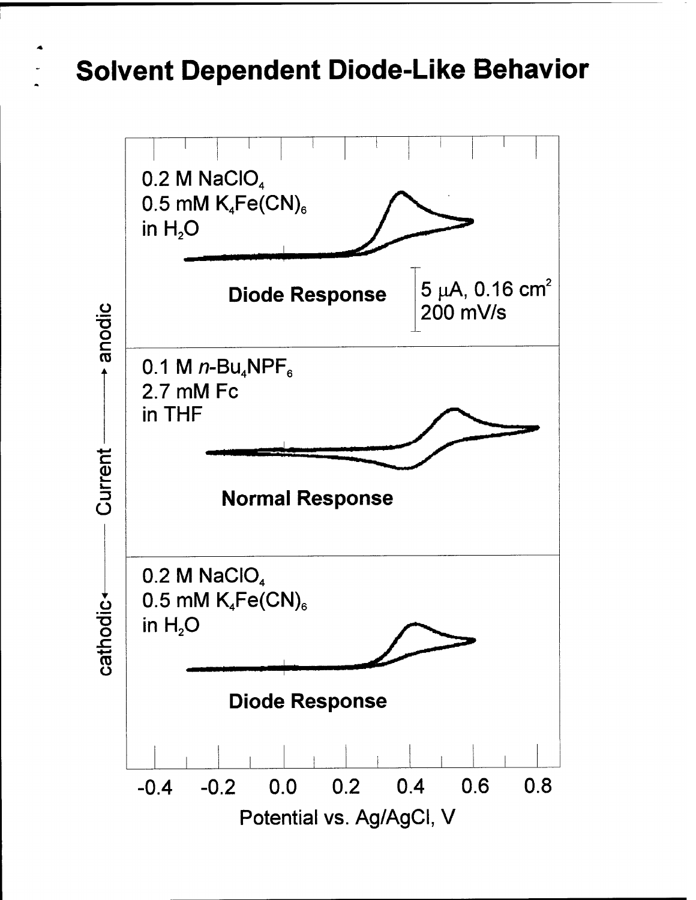# Solvent Dependent Diode-Like Behavior

0.2 M $NaClO_4$
0.5 mM $K_4Fe(CN)_6$
in $H_2O$

Diode Response

5 μA, 0.16 $cm^2$
200 mV/s

0.1 M $n$-$Bu_4NPF_6$
2.7 mM Fc
in THF

Normal Response

0.2 M $NaClO_4$
0.5 mM $K_4Fe(CN)_6$
in $H_2O$

Diode Response

cathodic ← Current → anodic

-0.4 -0.2 0.0 0.2 0.4 0.6 0.8

Potential vs. Ag/AgCl, V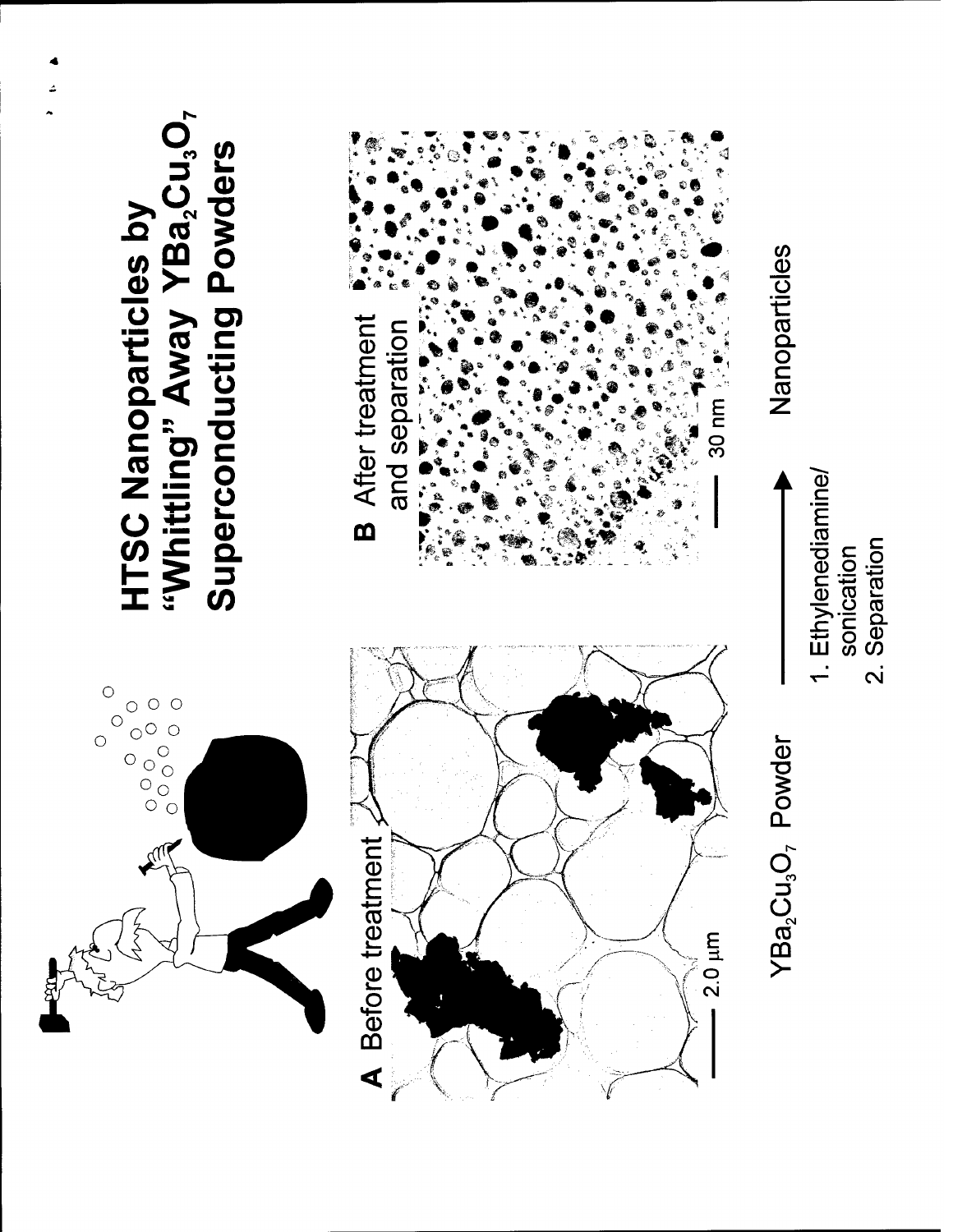# HTSC Nanoparticles by "Whittling" Away $YBa_2Cu_3O_7$ Superconducting Powders

**A** Before treatment

2.0 μm

**B** After treatment and separation

30 nm

$YBa_2Cu_3O_7$ Powder → Nanoparticles

1. Ethylenediamine/ sonication
2. Separation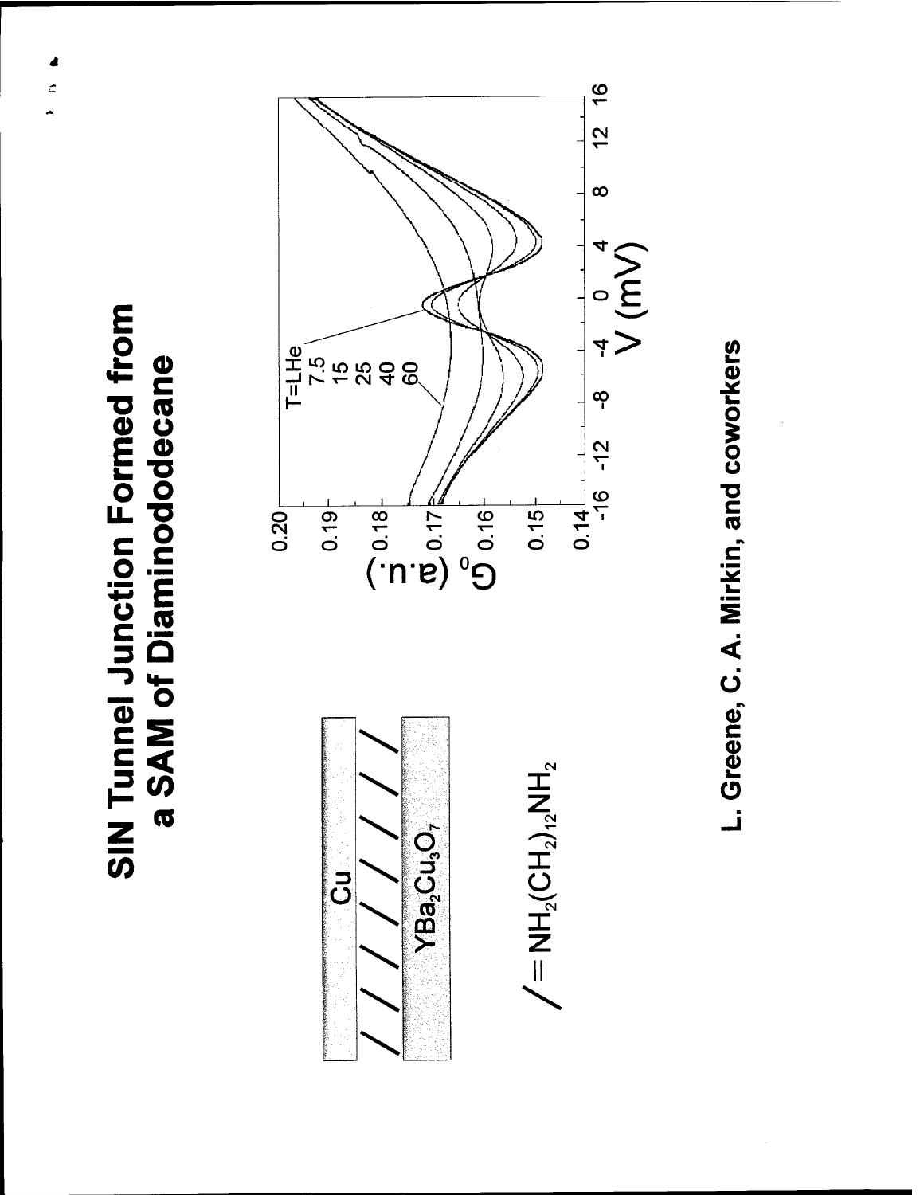# SIN Tunnel Junction Formed from a SAM of Diaminododecane

Cu

$YBa_2Cu_3O_7$

/ $= NH_2(CH_2)_{12}NH_2$

T=LHe
7.5
15
25
40
60

$G_0$ (a.u.)

0.20
0.19
0.18
0.17
0.16
0.15
0.14

-16 -12 -8 -4 0 4 8 12 16

V (mV)

**L. Greene, C. A. Mirkin, and coworkers**